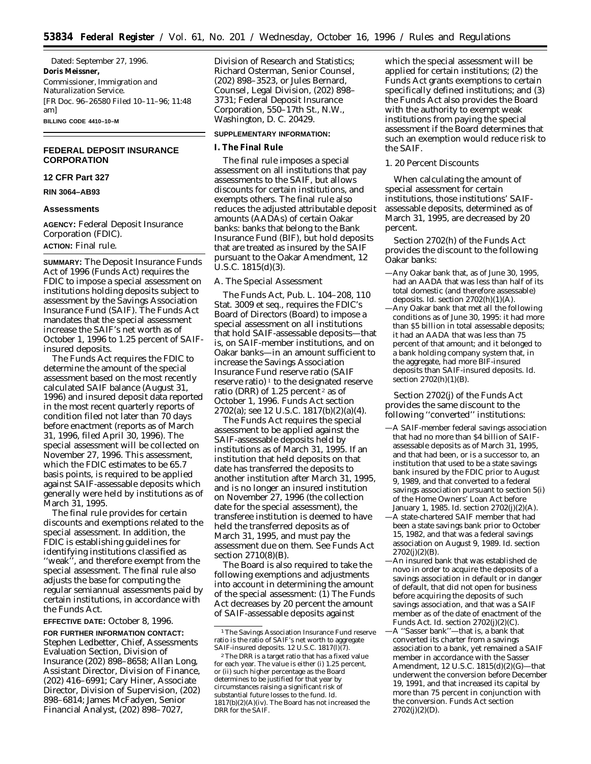Dated: September 27, 1996.

**Doris Meissner,**

*Commissioner, Immigration and Naturalization Service.*

[FR Doc. 96–26580 Filed 10–11–96; 11:48 am]

**BILLING CODE 4410–10–M**

## FEDERAL DEPOSIT INSURANCE CORPORATION

### 12 CFR Part 327

**RIN 3064–AB93**

### Assessments

**AGENCY:** Federal Deposit Insurance Corporation (FDIC).

**ACTION:** Final rule.

**SUMMARY:** The Deposit Insurance Funds Act of 1996 (Funds Act) requires the FDIC to impose a special assessment on institutions holding deposits subject to assessment by the Savings Association Insurance Fund (SAIF). The Funds Act mandates that the special assessment increase the SAIF's net worth as of October 1, 1996 to 1.25 percent of SAIF-insured deposits.

The Funds Act requires the FDIC to determine the amount of the special assessment based on the most recently calculated SAIF balance (August 31, 1996) and insured deposit data reported in the most recent quarterly reports of condition filed not later than 70 days before enactment (reports as of March 31, 1996, filed April 30, 1996). The special assessment will be collected on November 27, 1996. This assessment, which the FDIC estimates to be 65.7 basis points, is required to be applied against SAIF-assessable deposits which generally were held by institutions as of March 31, 1995.

The final rule provides for certain discounts and exemptions related to the special assessment. In addition, the FDIC is establishing guidelines for identifying institutions classified as ''weak'', and therefore exempt from the special assessment. The final rule also adjusts the base for computing the regular semiannual assessments paid by certain institutions, in accordance with the Funds Act.

**EFFECTIVE DATE:** October 8, 1996.

**FOR FURTHER INFORMATION CONTACT:** Stephen Ledbetter, Chief, Assessments Evaluation Section, Division of Insurance (202) 898–8658; Allan Long, Assistant Director, Division of Finance, (202) 416–6991; Cary Hiner, Associate Director, Division of Supervision, (202) 898–6814; James McFadyen, Senior Financial Analyst, (202) 898–7027, Division of Research and Statistics; Richard Osterman, Senior Counsel, (202) 898–3523, or Jules Bernard, Counsel, Legal Division, (202) 898–3731; Federal Deposit Insurance Corporation, 550–17th St., N.W., Washington, D. C. 20429.

**SUPPLEMENTARY INFORMATION:**

### I. The Final Rule

The final rule imposes a special assessment on all institutions that pay assessments to the SAIF, but allows discounts for certain institutions, and exempts others. The final rule also reduces the adjusted attributable deposit amounts (AADAs) of certain Oakar banks: banks that belong to the Bank Insurance Fund (BIF), but hold deposits that are treated as insured by the SAIF pursuant to the Oakar Amendment, 12 U.S.C. 1815(d)(3).

*A. The Special Assessment*

The Funds Act, Pub. L. 104–208, 110 Stat. 3009 et seq., requires the FDIC's Board of Directors (Board) to impose a special assessment on all institutions that hold SAIF-assessable deposits—that is, on SAIF-member institutions, and on Oakar banks—in an amount sufficient to increase the Savings Association Insurance Fund reserve ratio (SAIF reserve ratio) [1] to the designated reserve ratio (DRR) of 1.25 percent [2] as of October 1, 1996. Funds Act section 2702(a); see 12 U.S.C. 1817(b)(2)(a)(4).

The Funds Act requires the special assessment to be applied against the SAIF-assessable deposits held by institutions as of March 31, 1995. If an institution that held deposits on that date has transferred the deposits to another institution after March 31, 1995, and is no longer an insured institution on November 27, 1996 (the collection date for the special assessment), the transferee institution is deemed to have held the transferred deposits as of March 31, 1995, and must pay the assessment due on them. See Funds Act section 2710(8)(B).

The Board is also required to take the following exemptions and adjustments into account in determining the amount of the special assessment: (1) The Funds Act decreases by 20 percent the amount of SAIF-assessable deposits against which the special assessment will be applied for certain institutions; (2) the Funds Act grants exemptions to certain specifically defined institutions; and (3) the Funds Act also provides the Board with the authority to exempt weak institutions from paying the special assessment if the Board determines that such an exemption would reduce risk to the SAIF.

1. 20 Percent Discounts

When calculating the amount of special assessment for certain institutions, those institutions' SAIF-assessable deposits, determined as of March 31, 1995, are decreased by 20 percent.

Section 2702(h) of the Funds Act provides the discount to the following Oakar banks:

—Any Oakar bank that, as of June 30, 1995, had an AADA that was less than half of its total domestic (and therefore assessable) deposits. Id. section 2702(h)(1)(A).

—Any Oakar bank that met all the following conditions as of June 30, 1995: it had more than $5 billion in total assessable deposits; it had an AADA that was less than 75 percent of that amount; and it belonged to a bank holding company system that, in the aggregate, had more BIF-insured deposits than SAIF-insured deposits. Id. section 2702(h)(1)(B).

Section 2702(j) of the Funds Act provides the same discount to the following ''converted'' institutions:

—A SAIF-member federal savings association that had no more than $4 billion of SAIF-assessable deposits as of March 31, 1995, and that had been, or is a successor to, an institution that used to be a state savings bank insured by the FDIC prior to August 9, 1989, and that converted to a federal savings association pursuant to section 5(i) of the Home Owners' Loan Act before January 1, 1985. Id. section 2702(j)(2)(A).

—A state-chartered SAIF member that had been a state savings bank prior to October 15, 1982, and that was a federal savings association on August 9, 1989. Id. section 2702(j)(2)(B).

—An insured bank that was established de novo in order to acquire the deposits of a savings association in default or in danger of default, that did not open for business before acquiring the deposits of such savings association, and that was a SAIF member as of the date of enactment of the Funds Act. Id. section 2702(j)(2)(C).

—A ''Sasser bank''—that is, a bank that converted its charter from a savings association to a bank, yet remained a SAIF member in accordance with the Sasser Amendment, 12 U.S.C. 1815(d)(2)(G)—that underwent the conversion before December 19, 1991, and that increased its capital by more than 75 percent in conjunction with the conversion. Funds Act section 2702(j)(2)(D).

---

[1] The Savings Association Insurance Fund reserve ratio is the ratio of SAIF's net worth to aggregate SAIF-insured deposits. 12 U.S.C. 1817(l)(7).

[2] The DRR is a target ratio that has a fixed value for each year. The value is either (i) 1.25 percent, or (ii) such higher percentage as the Board determines to be justified for that year by circumstances raising a significant risk of substantial future losses to the fund. Id. 1817(b)(2)(A)(iv). The Board has not increased the DRR for the SAIF.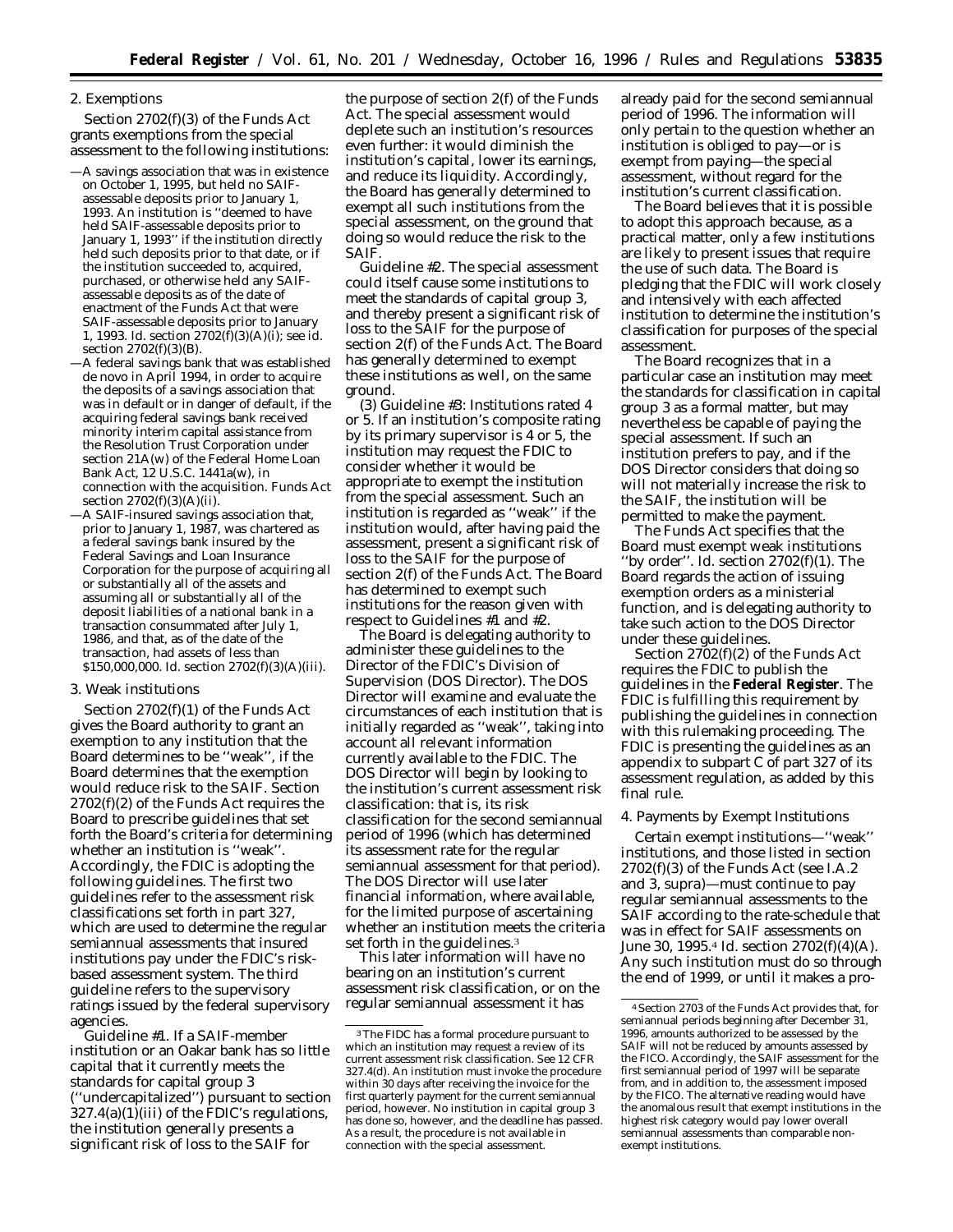### 2. Exemptions

Section 2702(f)(3) of the Funds Act grants exemptions from the special assessment to the following institutions:

—A savings association that was in existence on October 1, 1995, but held no SAIF-assessable deposits prior to January 1, 1993. An institution is ''deemed to have held SAIF-assessable deposits prior to January 1, 1993'' if the institution directly held such deposits prior to that date, or if the institution succeeded to, acquired, purchased, or otherwise held any SAIF-assessable deposits as of the date of enactment of the Funds Act that were SAIF-assessable deposits prior to January 1, 1993. Id. section 2702(f)(3)(A)(i); see id. section 2702(f)(3)(B).

—A federal savings bank that was established de novo in April 1994, in order to acquire the deposits of a savings association that was in default or in danger of default, if the acquiring federal savings bank received minority interim capital assistance from the Resolution Trust Corporation under section 21A(w) of the Federal Home Loan Bank Act, 12 U.S.C. 1441a(w), in connection with the acquisition. Funds Act section 2702(f)(3)(A)(ii).

—A SAIF-insured savings association that, prior to January 1, 1987, was chartered as a federal savings bank insured by the Federal Savings and Loan Insurance Corporation for the purpose of acquiring all or substantially all of the assets and assuming all or substantially all of the deposit liabilities of a national bank in a transaction consummated after July 1, 1986, and that, as of the date of the transaction, had assets of less than $150,000,000. Id. section 2702(f)(3)(A)(iii).

### 3. Weak institutions

Section 2702(f)(1) of the Funds Act gives the Board authority to grant an exemption to any institution that the Board determines to be ''weak'', if the Board determines that the exemption would reduce risk to the SAIF. Section 2702(f)(2) of the Funds Act requires the Board to prescribe guidelines that set forth the Board's criteria for determining whether an institution is ''weak''. Accordingly, the FDIC is adopting the following guidelines. The first two guidelines refer to the assessment risk classifications set forth in part 327, which are used to determine the regular semiannual assessments that insured institutions pay under the FDIC's risk-based assessment system. The third guideline refers to the supervisory ratings issued by the federal supervisory agencies.

*Guideline #1.* If a SAIF-member institution or an Oakar bank has so little capital that it currently meets the standards for capital group 3 (''undercapitalized'') pursuant to section 327.4(a)(1)(iii) of the FDIC's regulations, the institution generally presents a significant risk of loss to the SAIF for the purpose of section 2(f) of the Funds Act. The special assessment would deplete such an institution's resources even further: it would diminish the institution's capital, lower its earnings, and reduce its liquidity. Accordingly, the Board has generally determined to exempt all such institutions from the special assessment, on the ground that doing so would reduce the risk to the SAIF.

*Guideline #2.* The special assessment could itself cause some institutions to meet the standards of capital group 3, and thereby present a significant risk of loss to the SAIF for the purpose of section 2(f) of the Funds Act. The Board has generally determined to exempt these institutions as well, on the same ground.

(3) *Guideline #3:* Institutions rated 4 or 5. If an institution's composite rating by its primary supervisor is 4 or 5, the institution may request the FDIC to consider whether it would be appropriate to exempt the institution from the special assessment. Such an institution is regarded as ''weak'' if the institution would, after having paid the assessment, present a significant risk of loss to the SAIF for the purpose of section 2(f) of the Funds Act. The Board has determined to exempt such institutions for the reason given with respect to Guidelines #1 and #2.

The Board is delegating authority to administer these guidelines to the Director of the FDIC's Division of Supervision (DOS Director). The DOS Director will examine and evaluate the circumstances of each institution that is initially regarded as ''weak'', taking into account all relevant information currently available to the FDIC. The DOS Director will begin by looking to the institution's current assessment risk classification: that is, its risk classification for the second semiannual period of 1996 (which has determined its assessment rate for the regular semiannual assessment for that period). The DOS Director will use later financial information, where available, for the limited purpose of ascertaining whether an institution meets the criteria set forth in the guidelines.[3]

This later information will have no bearing on an institution's current assessment risk classification, or on the regular semiannual assessment it has already paid for the second semiannual period of 1996. The information will only pertain to the question whether an institution is obliged to pay—or is exempt from paying—the special assessment, without regard for the institution's current classification.

The Board believes that it is possible to adopt this approach because, as a practical matter, only a few institutions are likely to present issues that require the use of such data. The Board is pledging that the FDIC will work closely and intensively with each affected institution to determine the institution's classification for purposes of the special assessment.

The Board recognizes that in a particular case an institution may meet the standards for classification in capital group 3 as a formal matter, but may nevertheless be capable of paying the special assessment. If such an institution prefers to pay, and if the DOS Director considers that doing so will not materially increase the risk to the SAIF, the institution will be permitted to make the payment.

The Funds Act specifies that the Board must exempt weak institutions ''by order''. Id. section 2702(f)(1). The Board regards the action of issuing exemption orders as a ministerial function, and is delegating authority to take such action to the DOS Director under these guidelines.

Section 2702(f)(2) of the Funds Act requires the FDIC to publish the guidelines in the **Federal Register**. The FDIC is fulfilling this requirement by publishing the guidelines in connection with this rulemaking proceeding. The FDIC is presenting the guidelines as an appendix to subpart C of part 327 of its assessment regulation, as added by this final rule.

### 4. Payments by Exempt Institutions

Certain exempt institutions—''weak'' institutions, and those listed in section 2702(f)(3) of the Funds Act (see I.A.2 and 3, *supra*)—must continue to pay regular semiannual assessments to the SAIF according to the rate-schedule that was in effect for SAIF assessments on June 30, 1995.[4] Id. section 2702(f)(4)(A). Any such institution must do so through the end of 1999, or until it makes a pro-

---

[3] The FIDC has a formal procedure pursuant to which an institution may request a review of its current assessment risk classification. See 12 CFR 327.4(d). An institution must invoke the procedure within 30 days after receiving the invoice for the first quarterly payment for the current semiannual period, however. No institution in capital group 3 has done so, however, and the deadline has passed. As a result, the procedure is not available in connection with the special assessment.

[4] Section 2703 of the Funds Act provides that, for semiannual periods beginning after December 31, 1996, amounts authorized to be assessed by the SAIF will not be reduced by amounts assessed by the FICO. Accordingly, the SAIF assessment for the first semiannual period of 1997 will be separate from, and in addition to, the assessment imposed by the FICO. The alternative reading would have the anomalous result that exempt institutions in the highest risk category would pay lower overall semiannual assessments than comparable non-exempt institutions.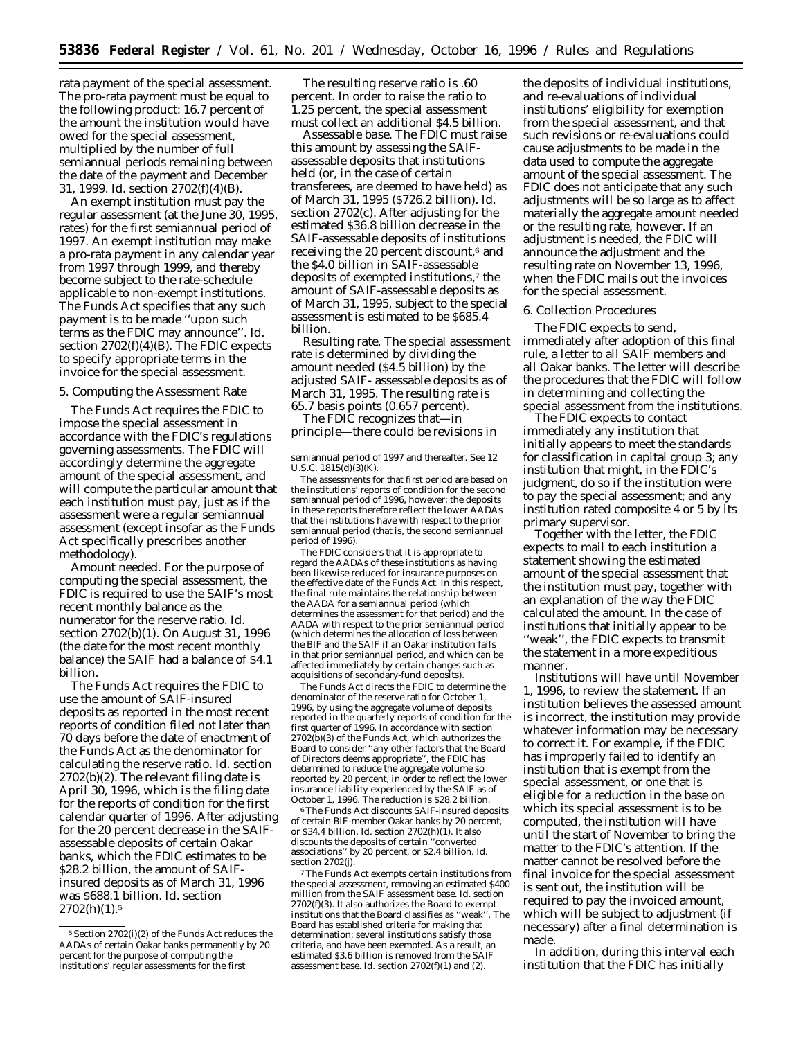rata payment of the special assessment. The pro-rata payment must be equal to the following product: 16.7 percent of the amount the institution would have owed for the special assessment, multiplied by the number of full semiannual periods remaining between the date of the payment and December 31, 1999. *Id.* section 2702(f)(4)(B).

An exempt institution must pay the regular assessment (at the June 30, 1995, rates) for the first semiannual period of 1997. An exempt institution may make a pro-rata payment in any calendar year from 1997 through 1999, and thereby become subject to the rate-schedule applicable to non-exempt institutions. The Funds Act specifies that any such payment is to be made ''upon such terms as the FDIC may announce''. *Id.* section 2702(f)(4)(B). The FDIC expects to specify appropriate terms in the invoice for the special assessment.

5. Computing the Assessment Rate

The Funds Act requires the FDIC to impose the special assessment in accordance with the FDIC's regulations governing assessments. The FDIC will accordingly determine the aggregate amount of the special assessment, and will compute the particular amount that each institution must pay, just as if the assessment were a regular semiannual assessment (except insofar as the Funds Act specifically prescribes another methodology).

*Amount needed.* For the purpose of computing the special assessment, the FDIC is required to use the SAIF's most recent monthly balance as the numerator for the reserve ratio. *Id.* section 2702(b)(1). On August 31, 1996 (the date for the most recent monthly balance) the SAIF had a balance of $4.1 billion.

The Funds Act requires the FDIC to use the amount of SAIF-insured deposits as reported in the most recent reports of condition filed not later than 70 days before the date of enactment of the Funds Act as the denominator for calculating the reserve ratio. *Id.* section 2702(b)(2). The relevant filing date is April 30, 1996, which is the filing date for the reports of condition for the first calendar quarter of 1996. After adjusting for the 20 percent decrease in the SAIF-assessable deposits of certain Oakar banks, which the FDIC estimates to be $28.2 billion, the amount of SAIF-insured deposits as of March 31, 1996 was $688.1 billion. *Id.* section 2702(h)(1).[5]

The resulting reserve ratio is .60 percent. In order to raise the ratio to 1.25 percent, the special assessment must collect an additional $4.5 billion.

*Assessable base.* The FDIC must raise this amount by assessing the SAIF-assessable deposits that institutions held (or, in the case of certain transferees, are deemed to have held) as of March 31, 1995 ($726.2 billion). *Id.* section 2702(c). After adjusting for the estimated $36.8 billion decrease in the SAIF-assessable deposits of institutions receiving the 20 percent discount,[6] and the $4.0 billion in SAIF-assessable deposits of exempted institutions,[7] the amount of SAIF-assessable deposits as of March 31, 1995, subject to the special assessment is estimated to be $685.4 billion.

*Resulting rate.* The special assessment rate is determined by dividing the amount needed ($4.5 billion) by the adjusted SAIF- assessable deposits as of March 31, 1995. The resulting rate is 65.7 basis points (0.657 percent).

The FDIC recognizes that—in principle—there could be revisions in the deposits of individual institutions, and re-evaluations of individual institutions' eligibility for exemption from the special assessment, and that such revisions or re-evaluations could cause adjustments to be made in the data used to compute the aggregate amount of the special assessment. The FDIC does not anticipate that any such adjustments will be so large as to affect materially the aggregate amount needed or the resulting rate, however. If an adjustment is needed, the FDIC will announce the adjustment and the resulting rate on November 13, 1996, when the FDIC mails out the invoices for the special assessment.

6. Collection Procedures

The FDIC expects to send, immediately after adoption of this final rule, a letter to all SAIF members and all Oakar banks. The letter will describe the procedures that the FDIC will follow in determining and collecting the special assessment from the institutions.

The FDIC expects to contact immediately any institution that initially appears to meet the standards for classification in capital group 3; any institution that might, in the FDIC's judgment, do so if the institution were to pay the special assessment; and any institution rated composite 4 or 5 by its primary supervisor.

Together with the letter, the FDIC expects to mail to each institution a statement showing the estimated amount of the special assessment that the institution must pay, together with an explanation of the way the FDIC calculated the amount. In the case of institutions that initially appear to be ''weak'', the FDIC expects to transmit the statement in a more expeditious manner.

Institutions will have until November 1, 1996, to review the statement. If an institution believes the assessed amount is incorrect, the institution may provide whatever information may be necessary to correct it. For example, if the FDIC has improperly failed to identify an institution that is exempt from the special assessment, or one that is eligible for a reduction in the base on which its special assessment is to be computed, the institution will have until the start of November to bring the matter to the FDIC's attention. If the matter cannot be resolved before the final invoice for the special assessment is sent out, the institution will be required to pay the invoiced amount, which will be subject to adjustment (if necessary) after a final determination is made.

In addition, during this interval each institution that the FDIC has initially

---

[5] Section 2702(i)(2) of the Funds Act reduces the AADAs of certain Oakar banks permanently by 20 percent for the purpose of computing the institutions' regular assessments for the first semiannual period of 1997 and thereafter. See 12 U.S.C. 1815(d)(3)(K).

The assessments for that first period are based on the institutions' reports of condition for the second semiannual period of 1996, however: the deposits in these reports therefore reflect the lower AADAs that the institutions have with respect to the prior semiannual period (that is, the second semiannual period of 1996).

The FDIC considers that it is appropriate to regard the AADAs of these institutions as having been likewise reduced for insurance purposes on the effective date of the Funds Act. In this respect, the final rule maintains the relationship between the AADA for a semiannual period (which determines the assessment for that period) and the AADA with respect to the prior semiannual period (which determines the allocation of loss between the BIF and the SAIF if an Oakar institution fails in that prior semiannual period, and which can be affected immediately by certain changes such as acquisitions of secondary-fund deposits).

The Funds Act directs the FDIC to determine the denominator of the reserve ratio for October 1, 1996, by using the aggregate volume of deposits reported in the quarterly reports of condition for the first quarter of 1996. In accordance with section 2702(b)(3) of the Funds Act, which authorizes the Board to consider ''any other factors that the Board of Directors deems appropriate'', the FDIC has determined to reduce the aggregate volume so reported by 20 percent, in order to reflect the lower insurance liability experienced by the SAIF as of October 1, 1996. The reduction is $28.2 billion.

[6] The Funds Act discounts SAIF-insured deposits of certain BIF-member Oakar banks by 20 percent, or $34.4 billion. *Id.* section 2702(h)(1). It also discounts the deposits of certain ''converted associations'' by 20 percent, or $2.4 billion. *Id.* section 2702(j).

[7] The Funds Act exempts certain institutions from the special assessment, removing an estimated $400 million from the SAIF assessment base. *Id.* section 2702(f)(3). It also authorizes the Board to exempt institutions that the Board classifies as ''weak''. The Board has established criteria for making that determination; several institutions satisfy those criteria, and have been exempted. As a result, an estimated $3.6 billion is removed from the SAIF assessment base. *Id.* section 2702(f)(1) and (2).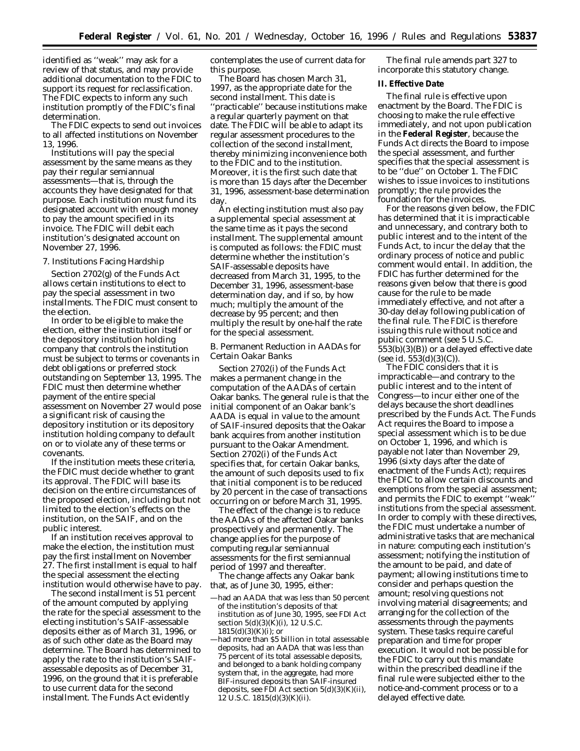identified as ''weak'' may ask for a review of that status, and may provide additional documentation to the FDIC to support its request for reclassification. The FDIC expects to inform any such institution promptly of the FDIC's final determination.

The FDIC expects to send out invoices to all affected institutions on November 13, 1996.

Institutions will pay the special assessment by the same means as they pay their regular semiannual assessments—that is, through the accounts they have designated for that purpose. Each institution must fund its designated account with enough money to pay the amount specified in its invoice. The FDIC will debit each institution's designated account on November 27, 1996.

7. Institutions Facing Hardship

Section 2702(g) of the Funds Act allows certain institutions to elect to pay the special assessment in two installments. The FDIC must consent to the election.

In order to be eligible to make the election, either the institution itself or the depository institution holding company that controls the institution must be subject to terms or covenants in debt obligations or preferred stock outstanding on September 13, 1995. The FDIC must then determine whether payment of the entire special assessment on November 27 would pose a significant risk of causing the depository institution or its depository institution holding company to default on or to violate any of these terms or covenants.

If the institution meets these criteria, the FDIC must decide whether to grant its approval. The FDIC will base its decision on the entire circumstances of the proposed election, including but not limited to the election's effects on the institution, on the SAIF, and on the public interest.

If an institution receives approval to make the election, the institution must pay the first installment on November 27. The first installment is equal to half the special assessment the electing institution would otherwise have to pay.

The second installment is 51 percent of the amount computed by applying the rate for the special assessment to the electing institution's SAIF-assessable deposits either as of March 31, 1996, or as of such other date as the Board may determine. The Board has determined to apply the rate to the institution's SAIF-assessable deposits as of December 31, 1996, on the ground that it is preferable to use current data for the second installment. The Funds Act evidently contemplates the use of current data for this purpose.

The Board has chosen March 31, 1997, as the appropriate date for the second installment. This date is ''practicable'' because institutions make a regular quarterly payment on that date. The FDIC will be able to adapt its regular assessment procedures to the collection of the second installment, thereby minimizing inconvenience both to the FDIC and to the institution. Moreover, it is the first such date that is more than 15 days after the December 31, 1996, assessment-base determination day.

An electing institution must also pay a supplemental special assessment at the same time as it pays the second installment. The supplemental amount is computed as follows: the FDIC must determine whether the institution's SAIF-assessable deposits have decreased from March 31, 1995, to the December 31, 1996, assessment-base determination day, and if so, by how much; multiply the amount of the decrease by 95 percent; and then multiply the result by one-half the rate for the special assessment.

B. Permanent Reduction in AADAs for Certain Oakar Banks

Section 2702(i) of the Funds Act makes a permanent change in the computation of the AADAs of certain Oakar banks. The general rule is that the initial component of an Oakar bank's AADA is equal in value to the amount of SAIF-insured deposits that the Oakar bank acquires from another institution pursuant to the Oakar Amendment. Section 2702(i) of the Funds Act specifies that, for certain Oakar banks, the amount of such deposits used to fix that initial component is to be reduced by 20 percent in the case of transactions occurring on or before March 31, 1995.

The effect of the change is to reduce the AADAs of the affected Oakar banks prospectively and permanently. The change applies for the purpose of computing regular semiannual assessments for the first semiannual period of 1997 and thereafter.

The change affects any Oakar bank that, as of June 30, 1995, either:

—had an AADA that was less than 50 percent of the institution's deposits of that institution as of June 30, 1995, see FDI Act section 5(d)(3)(K)(i), 12 U.S.C. 1815(d)(3)(K)(i); or
—had more than $5 billion in total assessable deposits, had an AADA that was less than 75 percent of its total assessable deposits, and belonged to a bank holding company system that, in the aggregate, had more BIF-insured deposits than SAIF-insured deposits, see FDI Act section 5(d)(3)(K)(ii), 12 U.S.C. 1815(d)(3)(K)(ii).

The final rule amends part 327 to incorporate this statutory change.

**II. Effective Date**

The final rule is effective upon enactment by the Board. The FDIC is choosing to make the rule effective immediately, and not upon publication in the **Federal Register**, because the Funds Act directs the Board to impose the special assessment, and further specifies that the special assessment is to be ''due'' on October 1. The FDIC wishes to issue invoices to institutions promptly; the rule provides the foundation for the invoices.

For the reasons given below, the FDIC has determined that it is impracticable and unnecessary, and contrary both to public interest and to the intent of the Funds Act, to incur the delay that the ordinary process of notice and public comment would entail. In addition, the FDIC has further determined for the reasons given below that there is good cause for the rule to be made immediately effective, and not after a 30-day delay following publication of the final rule. The FDIC is therefore issuing this rule without notice and public comment (see 5 U.S.C. 553(b)(3)(B)) or a delayed effective date (see id. 553(d)(3)(C)).

The FDIC considers that it is impracticable—and contrary to the public interest and to the intent of Congress—to incur either one of the delays because the short deadlines prescribed by the Funds Act. The Funds Act requires the Board to impose a special assessment which is to be due on October 1, 1996, and which is payable not later than November 29, 1996 (sixty days after the date of enactment of the Funds Act); requires the FDIC to allow certain discounts and exemptions from the special assessment; and permits the FDIC to exempt ''weak'' institutions from the special assessment. In order to comply with these directives, the FDIC must undertake a number of administrative tasks that are mechanical in nature: computing each institution's assessment; notifying the institution of the amount to be paid, and date of payment; allowing institutions time to consider and perhaps question the amount; resolving questions not involving material disagreements; and arranging for the collection of the assessments through the payments system. These tasks require careful preparation and time for proper execution. It would not be possible for the FDIC to carry out this mandate within the prescribed deadline if the final rule were subjected either to the notice-and-comment process or to a delayed effective date.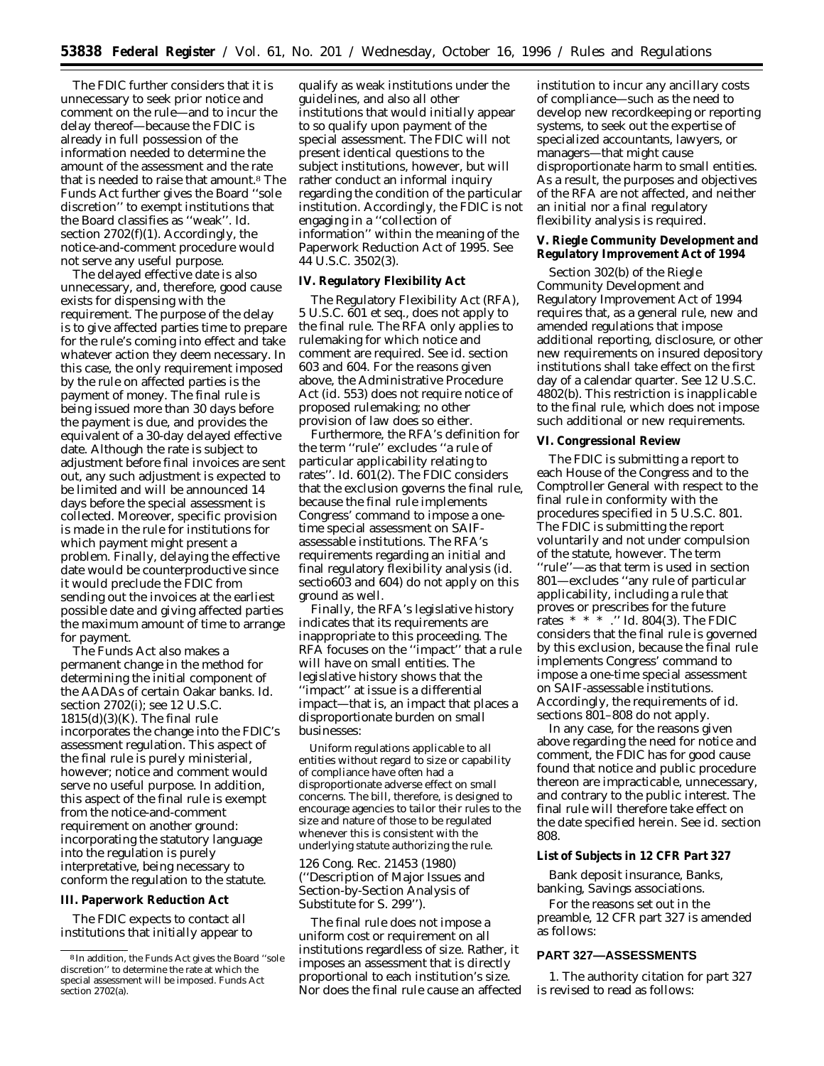The FDIC further considers that it is unnecessary to seek prior notice and comment on the rule—and to incur the delay thereof—because the FDIC is already in full possession of the information needed to determine the amount of the assessment and the rate that is needed to raise that amount.[8] The Funds Act further gives the Board ''sole discretion'' to exempt institutions that the Board classifies as ''weak''. *Id.* section 2702(f)(1). Accordingly, the notice-and-comment procedure would not serve any useful purpose.

The delayed effective date is also unnecessary, and, therefore, good cause exists for dispensing with the requirement. The purpose of the delay is to give affected parties time to prepare for the rule's coming into effect and take whatever action they deem necessary. In this case, the only requirement imposed by the rule on affected parties is the payment of money. The final rule is being issued more than 30 days before the payment is due, and therefore provides the equivalent of a 30-day delayed effective date. Although the rate is subject to adjustment before final invoices are sent out, any such adjustment is expected to be limited and will be announced 14 days before the special assessment is collected. Moreover, specific provision is made in the rule for institutions for which payment might present a problem. Finally, delaying the effective date would be counterproductive since it would preclude the FDIC from sending out the invoices at the earliest possible date and giving affected parties the maximum amount of time to arrange for payment.

The Funds Act also makes a permanent change in the method for determining the initial component of the AADAs of certain Oakar banks. *Id.* section 2702(i); *see* 12 U.S.C. 1815(d)(3)(K). The final rule incorporates the change into the FDIC's assessment regulation. This aspect of the final rule is purely ministerial, however; notice and comment would serve no useful purpose. In addition, this aspect of the final rule is exempt from the notice-and-comment requirement on another ground: incorporating the statutory language into the regulation is purely interpretative, being necessary to conform the regulation to the statute.

## III. Paperwork Reduction Act

The FDIC expects to contact all institutions that initially appear to qualify as weak institutions under the guidelines, and also all other institutions that would initially appear to so qualify upon payment of the special assessment. The FDIC will not present identical questions to the subject institutions, however, but will rather conduct an informal inquiry regarding the condition of the particular institution. Accordingly, the FDIC is not engaging in a ''collection of information'' within the meaning of the Paperwork Reduction Act of 1995. *See* 44 U.S.C. 3502(3).

## IV. Regulatory Flexibility Act

The Regulatory Flexibility Act (RFA), 5 U.S.C. 601 *et seq.*, does not apply to the final rule. The RFA only applies to rulemaking for which notice and comment are required. *See id.* section 603 and 604. For the reasons given above, the Administrative Procedure Act (*id.* 553) does not require notice of proposed rulemaking; no other provision of law does so either.

Furthermore, the RFA's definition for the term ''rule'' excludes ''a rule of particular applicability relating to rates''. *Id.* 601(2). The FDIC considers that the exclusion governs the final rule, because the final rule implements Congress' command to impose a one-time special assessment on SAIF-assessable institutions. The RFA's requirements regarding an initial and final regulatory flexibility analysis (*id.* sectio603 and 604) do not apply on this ground as well.

Finally, the RFA's legislative history indicates that its requirements are inappropriate to this proceeding. The RFA focuses on the ''impact'' that a rule will have on small entities. The legislative history shows that the ''impact'' at issue is a differential impact—that is, an impact that places a disproportionate burden on small businesses:

> Uniform regulations applicable to all entities without regard to size or capability of compliance have often had a disproportionate adverse effect on small concerns. The bill, therefore, is designed to encourage agencies to tailor their rules to the size and nature of those to be regulated whenever this is consistent with the underlying statute authorizing the rule.

126 Cong. Rec. 21453 (1980) (''Description of Major Issues and Section-by-Section Analysis of Substitute for S. 299'').

The final rule does not impose a uniform cost or requirement on all institutions regardless of size. Rather, it imposes an assessment that is directly proportional to each institution's size. Nor does the final rule cause an affected institution to incur any ancillary costs of compliance—such as the need to develop new recordkeeping or reporting systems, to seek out the expertise of specialized accountants, lawyers, or managers—that might cause disproportionate harm to small entities. As a result, the purposes and objectives of the RFA are not affected, and neither an initial nor a final regulatory flexibility analysis is required.

## V. Riegle Community Development and Regulatory Improvement Act of 1994

Section 302(b) of the Riegle Community Development and Regulatory Improvement Act of 1994 requires that, as a general rule, new and amended regulations that impose additional reporting, disclosure, or other new requirements on insured depository institutions shall take effect on the first day of a calendar quarter. *See* 12 U.S.C. 4802(b). This restriction is inapplicable to the final rule, which does not impose such additional or new requirements.

## VI. Congressional Review

The FDIC is submitting a report to each House of the Congress and to the Comptroller General with respect to the final rule in conformity with the procedures specified in 5 U.S.C. 801. The FDIC is submitting the report voluntarily and not under compulsion of the statute, however. The term ''rule''—as that term is used in section 801—excludes ''any rule of particular applicability, including a rule that proves or prescribes for the future rates * * * .'' *Id.* 804(3). The FDIC considers that the final rule is governed by this exclusion, because the final rule implements Congress' command to impose a one-time special assessment on SAIF-assessable institutions. Accordingly, the requirements of *id.* sections 801–808 do not apply.

In any case, for the reasons given above regarding the need for notice and comment, the FDIC has for good cause found that notice and public procedure thereon are impracticable, unnecessary, and contrary to the public interest. The final rule will therefore take effect on the date specified herein. *See id.* section 808.

### List of Subjects in 12 CFR Part 327

Bank deposit insurance, Banks, banking, Savings associations.

For the reasons set out in the preamble, 12 CFR part 327 is amended as follows:

## PART 327—ASSESSMENTS

1. The authority citation for part 327 is revised to read as follows:

---

[8] In addition, the Funds Act gives the Board ''sole discretion'' to determine the rate at which the special assessment will be imposed. Funds Act section 2702(a).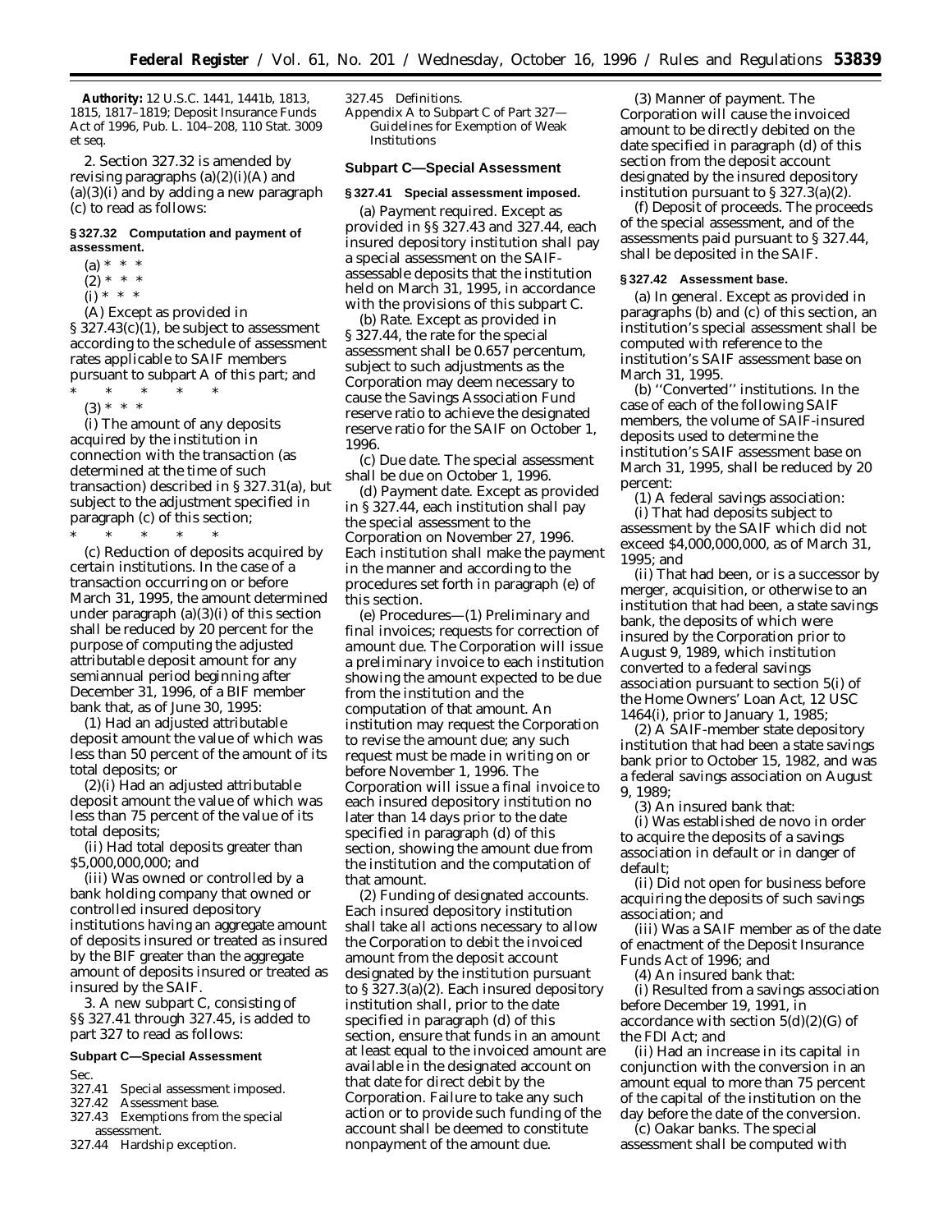**Authority:** 12 U.S.C. 1441, 1441b, 1813, 1815, 1817–1819; Deposit Insurance Funds Act of 1996, Pub. L. 104–208, 110 Stat. 3009 et seq.

2. Section 327.32 is amended by revising paragraphs (a)(2)(i)(A) and (a)(3)(i) and by adding a new paragraph (c) to read as follows:

### § 327.32 Computation and payment of assessment.

(a) * * *

(2) * * *

(i) * * *

(A) Except as provided in § 327.43(c)(1), be subject to assessment according to the schedule of assessment rates applicable to SAIF members pursuant to subpart A of this part; and

\* \* \* \* \*

(3) * * *

(i) The amount of any deposits acquired by the institution in connection with the transaction (as determined at the time of such transaction) described in § 327.31(a), but subject to the adjustment specified in paragraph (c) of this section;

\* \* \* \* \*

(c) *Reduction of deposits acquired by certain institutions.* In the case of a transaction occurring on or before March 31, 1995, the amount determined under paragraph (a)(3)(i) of this section shall be reduced by 20 percent for the purpose of computing the adjusted attributable deposit amount for any semiannual period beginning after December 31, 1996, of a BIF member bank that, as of June 30, 1995:

(1) Had an adjusted attributable deposit amount the value of which was less than 50 percent of the amount of its total deposits; or

(2)(i) Had an adjusted attributable deposit amount the value of which was less than 75 percent of the value of its total deposits;

(ii) Had total deposits greater than $5,000,000,000; and

(iii) Was owned or controlled by a bank holding company that owned or controlled insured depository institutions having an aggregate amount of deposits insured or treated as insured by the BIF greater than the aggregate amount of deposits insured or treated as insured by the SAIF.

3. A new subpart C, consisting of §§ 327.41 through 327.45, is added to part 327 to read as follows:

## Subpart C—Special Assessment

Sec.
327.41 Special assessment imposed.
327.42 Assessment base.
327.43 Exemptions from the special assessment.
327.44 Hardship exception.
327.45 Definitions.
Appendix A to Subpart C of Part 327—Guidelines for Exemption of Weak Institutions

## Subpart C—Special Assessment

### § 327.41 Special assessment imposed.

(a) *Payment required.* Except as provided in §§ 327.43 and 327.44, each insured depository institution shall pay a special assessment on the SAIF-assessable deposits that the institution held on March 31, 1995, in accordance with the provisions of this subpart C.

(b) *Rate.* Except as provided in § 327.44, the rate for the special assessment shall be 0.657 percentum, subject to such adjustments as the Corporation may deem necessary to cause the Savings Association Fund reserve ratio to achieve the designated reserve ratio for the SAIF on October 1, 1996.

(c) *Due date.* The special assessment shall be due on October 1, 1996.

(d) *Payment date.* Except as provided in § 327.44, each institution shall pay the special assessment to the Corporation on November 27, 1996. Each institution shall make the payment in the manner and according to the procedures set forth in paragraph (e) of this section.

(e) *Procedures*—(1) *Preliminary and final invoices; requests for correction of amount due.* The Corporation will issue a preliminary invoice to each institution showing the amount expected to be due from the institution and the computation of that amount. An institution may request the Corporation to revise the amount due; any such request must be made in writing on or before November 1, 1996. The Corporation will issue a final invoice to each insured depository institution no later than 14 days prior to the date specified in paragraph (d) of this section, showing the amount due from the institution and the computation of that amount.

(2) *Funding of designated accounts.* Each insured depository institution shall take all actions necessary to allow the Corporation to debit the invoiced amount from the deposit account designated by the institution pursuant to § 327.3(a)(2). Each insured depository institution shall, prior to the date specified in paragraph (d) of this section, ensure that funds in an amount at least equal to the invoiced amount are available in the designated account on that date for direct debit by the Corporation. Failure to take any such action or to provide such funding of the account shall be deemed to constitute nonpayment of the amount due.

(3) *Manner of payment.* The Corporation will cause the invoiced amount to be directly debited on the date specified in paragraph (d) of this section from the deposit account designated by the insured depository institution pursuant to § 327.3(a)(2).

(f) *Deposit of proceeds.* The proceeds of the special assessment, and of the assessments paid pursuant to § 327.44, shall be deposited in the SAIF.

### § 327.42 Assessment base.

(a) *In general.* Except as provided in paragraphs (b) and (c) of this section, an institution's special assessment shall be computed with reference to the institution's SAIF assessment base on March 31, 1995.

(b) *"Converted" institutions.* In the case of each of the following SAIF members, the volume of SAIF-insured deposits used to determine the institution's SAIF assessment base on March 31, 1995, shall be reduced by 20 percent:

(1) A federal savings association:

(i) That had deposits subject to assessment by the SAIF which did not exceed $4,000,000,000, as of March 31, 1995; and

(ii) That had been, or is a successor by merger, acquisition, or otherwise to an institution that had been, a state savings bank, the deposits of which were insured by the Corporation prior to August 9, 1989, which institution converted to a federal savings association pursuant to section 5(i) of the Home Owners' Loan Act, 12 USC 1464(i), prior to January 1, 1985;

(2) A SAIF-member state depository institution that had been a state savings bank prior to October 15, 1982, and was a federal savings association on August 9, 1989;

(3) An insured bank that:

(i) Was established de novo in order to acquire the deposits of a savings association in default or in danger of default;

(ii) Did not open for business before acquiring the deposits of such savings association; and

(iii) Was a SAIF member as of the date of enactment of the Deposit Insurance Funds Act of 1996; and

(4) An insured bank that:

(i) Resulted from a savings association before December 19, 1991, in accordance with section 5(d)(2)(G) of the FDI Act; and

(ii) Had an increase in its capital in conjunction with the conversion in an amount equal to more than 75 percent of the capital of the institution on the day before the date of the conversion.

(c) *Oakar banks.* The special assessment shall be computed with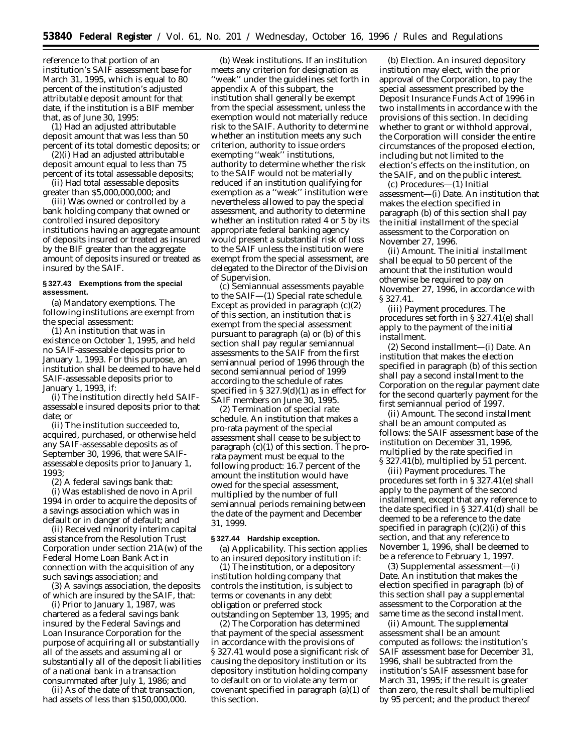reference to that portion of an institution's SAIF assessment base for March 31, 1995, which is equal to 80 percent of the institution's adjusted attributable deposit amount for that date, if the institution is a BIF member that, as of June 30, 1995:

(1) Had an adjusted attributable deposit amount that was less than 50 percent of its total domestic deposits; or

(2)(i) Had an adjusted attributable deposit amount equal to less than 75 percent of its total assessable deposits;

(ii) Had total assessable deposits greater than $5,000,000,000; and

(iii) Was owned or controlled by a bank holding company that owned or controlled insured depository institutions having an aggregate amount of deposits insured or treated as insured by the BIF greater than the aggregate amount of deposits insured or treated as insured by the SAIF.

**§ 327.43 Exemptions from the special assessment.**

(a) *Mandatory exemptions.* The following institutions are exempt from the special assessment:

(1) An institution that was in existence on October 1, 1995, and held no SAIF-assessable deposits prior to January 1, 1993. For this purpose, an institution shall be deemed to have held SAIF-assessable deposits prior to January 1, 1993, if:

(i) The institution directly held SAIF-assessable insured deposits prior to that date; or

(ii) The institution succeeded to, acquired, purchased, or otherwise held any SAIF-assessable deposits as of September 30, 1996, that were SAIF-assessable deposits prior to January 1, 1993;

(2) A federal savings bank that:

(i) Was established de novo in April 1994 in order to acquire the deposits of a savings association which was in default or in danger of default; and

(ii) Received minority interim capital assistance from the Resolution Trust Corporation under section 21A(w) of the Federal Home Loan Bank Act in connection with the acquisition of any such savings association; and

(3) A savings association, the deposits of which are insured by the SAIF, that:

(i) Prior to January 1, 1987, was chartered as a federal savings bank insured by the Federal Savings and Loan Insurance Corporation for the purpose of acquiring all or substantially all of the assets and assuming all or substantially all of the deposit liabilities of a national bank in a transaction consummated after July 1, 1986; and

(ii) As of the date of that transaction, had assets of less than $150,000,000.

(b) *Weak institutions.* If an institution meets any criterion for designation as ''weak'' under the guidelines set forth in appendix A of this subpart, the institution shall generally be exempt from the special assessment, unless the exemption would not materially reduce risk to the SAIF. Authority to determine whether an institution meets any such criterion, authority to issue orders exempting ''weak'' institutions, authority to determine whether the risk to the SAIF would not be materially reduced if an institution qualifying for exemption as a ''weak'' institution were nevertheless allowed to pay the special assessment, and authority to determine whether an institution rated 4 or 5 by its appropriate federal banking agency would present a substantial risk of loss to the SAIF unless the institution were exempt from the special assessment, are delegated to the Director of the Division of Supervision.

(c) *Semiannual assessments payable to the SAIF*—(1) *Special rate schedule.* Except as provided in paragraph (c)(2) of this section, an institution that is exempt from the special assessment pursuant to paragraph (a) or (b) of this section shall pay regular semiannual assessments to the SAIF from the first semiannual period of 1996 through the second semiannual period of 1999 according to the schedule of rates specified in § 327.9(d)(1) as in effect for SAIF members on June 30, 1995.

(2) *Termination of special rate schedule.* An institution that makes a pro-rata payment of the special assessment shall cease to be subject to paragraph (c)(1) of this section. The pro-rata payment must be equal to the following product: 16.7 percent of the amount the institution would have owed for the special assessment, multiplied by the number of full semiannual periods remaining between the date of the payment and December 31, 1999.

**§ 327.44 Hardship exception.**

(a) *Applicability.* This section applies to an insured depository institution if:

(1) The institution, or a depository institution holding company that controls the institution, is subject to terms or covenants in any debt obligation or preferred stock outstanding on September 13, 1995; and

(2) The Corporation has determined that payment of the special assessment in accordance with the provisions of § 327.41 would pose a significant risk of causing the depository institution or its depository institution holding company to default on or to violate any term or covenant specified in paragraph (a)(1) of this section.

(b) *Election.* An insured depository institution may elect, with the prior approval of the Corporation, to pay the special assessment prescribed by the Deposit Insurance Funds Act of 1996 in two installments in accordance with the provisions of this section. In deciding whether to grant or withhold approval, the Corporation will consider the entire circumstances of the proposed election, including but not limited to the election's effects on the institution, on the SAIF, and on the public interest.

(c) *Procedures*—(1) *Initial assessment*—(i) *Date.* An institution that makes the election specified in paragraph (b) of this section shall pay the initial installment of the special assessment to the Corporation on November 27, 1996.

(ii) *Amount.* The initial installment shall be equal to 50 percent of the amount that the institution would otherwise be required to pay on November 27, 1996, in accordance with § 327.41.

(iii) *Payment procedures.* The procedures set forth in § 327.41(e) shall apply to the payment of the initial installment.

(2) *Second installment*—(i) *Date.* An institution that makes the election specified in paragraph (b) of this section shall pay a second installment to the Corporation on the regular payment date for the second quarterly payment for the first semiannual period of 1997.

(ii) *Amount.* The second installment shall be an amount computed as follows: the SAIF assessment base of the institution on December 31, 1996, multiplied by the rate specified in § 327.41(b), multiplied by 51 percent.

(iii) *Payment procedures.* The procedures set forth in § 327.41(e) shall apply to the payment of the second installment, except that any reference to the date specified in § 327.41(d) shall be deemed to be a reference to the date specified in paragraph (c)(2)(i) of this section, and that any reference to November 1, 1996, shall be deemed to be a reference to February 1, 1997.

(3) *Supplemental assessment*—(i) *Date.* An institution that makes the election specified in paragraph (b) of this section shall pay a supplemental assessment to the Corporation at the same time as the second installment.

(ii) *Amount.* The supplemental assessment shall be an amount computed as follows: the institution's SAIF assessment base for December 31, 1996, shall be subtracted from the institution's SAIF assessment base for March 31, 1995; if the result is greater than zero, the result shall be multiplied by 95 percent; and the product thereof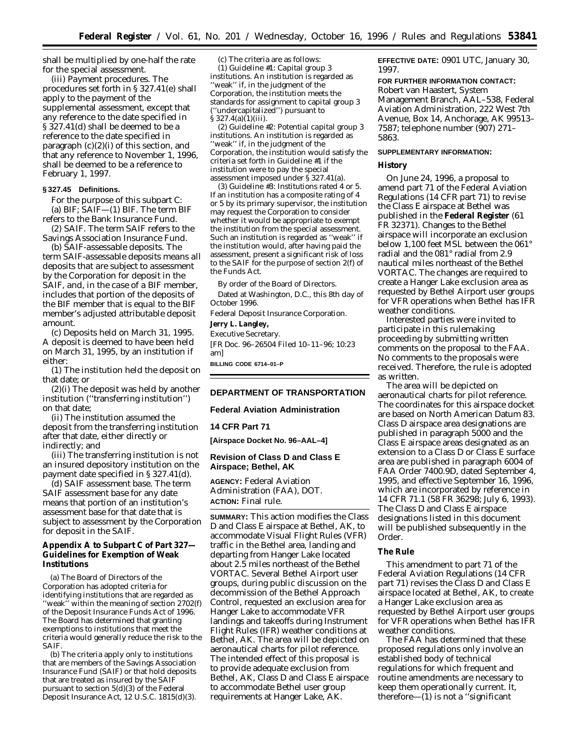shall be multiplied by one-half the rate for the special assessment.

(iii) Payment procedures. The procedures set forth in § 327.41(e) shall apply to the payment of the supplemental assessment, except that any reference to the date specified in § 327.41(d) shall be deemed to be a reference to the date specified in paragraph (c)(2)(i) of this section, and that any reference to November 1, 1996, shall be deemed to be a reference to February 1, 1997.

**§ 327.45 Definitions.**

For the purpose of this subpart C:

(a) BIF; SAIF—(1) BIF. The term BIF refers to the Bank Insurance Fund.

(2) SAIF. The term SAIF refers to the Savings Association Insurance Fund.

(b) SAIF-assessable deposits. The term SAIF-assessable deposits means all deposits that are subject to assessment by the Corporation for deposit in the SAIF, and, in the case of a BIF member, includes that portion of the deposits of the BIF member that is equal to the BIF member's adjusted attributable deposit amount.

(c) Deposits held on March 31, 1995. A deposit is deemed to have been held on March 31, 1995, by an institution if either:

(1) The institution held the deposit on that date; or

(2)(i) The deposit was held by another institution (''transferring institution'') on that date;

(ii) The institution assumed the deposit from the transferring institution after that date, either directly or indirectly; and

(iii) The transferring institution is not an insured depository institution on the payment date specified in § 327.41(d).

(d) SAIF assessment base. The term SAIF assessment base for any date means that portion of an institution's assessment base for that date that is subject to assessment by the Corporation for deposit in the SAIF.

**Appendix A to Subpart C of Part 327—Guidelines for Exemption of Weak Institutions**

(a) The Board of Directors of the Corporation has adopted criteria for identifying institutions that are regarded as ''weak'' within the meaning of section 2702(f) of the Deposit Insurance Funds Act of 1996. The Board has determined that granting exemptions to institutions that meet the criteria would generally reduce the risk to the SAIF.

(b) The criteria apply only to institutions that are members of the Savings Association Insurance Fund (SAIF) or that hold deposits that are treated as insured by the SAIF pursuant to section 5(d)(3) of the Federal Deposit Insurance Act, 12 U.S.C. 1815(d)(3).

(c) The criteria are as follows:

(1) Guideline #1: Capital group 3 institutions. An institution is regarded as ''weak'' if, in the judgment of the Corporation, the institution meets the standards for assignment to capital group 3 (''undercapitalized'') pursuant to § 327.4(a)(1)(iii).

(2) Guideline #2: Potential capital group 3 institutions. An institution is regarded as ''weak'' if, in the judgment of the Corporation, the institution would satisfy the criteria set forth in Guideline #1 if the institution were to pay the special assessment imposed under § 327.41(a).

(3) Guideline #3: Institutions rated 4 or 5. If an institution has a composite rating of 4 or 5 by its primary supervisor, the institution may request the Corporation to consider whether it would be appropriate to exempt the institution from the special assessment. Such an institution is regarded as ''weak'' if the institution would, after having paid the assessment, present a significant risk of loss to the SAIF for the purpose of section 2(f) of the Funds Act.

By order of the Board of Directors.

Dated at Washington, D.C., this 8th day of October 1996.

Federal Deposit Insurance Corporation.

**Jerry L. Langley,**

Executive Secretary.

[FR Doc. 96–26504 Filed 10–11–96; 10:23 am]

BILLING CODE 6714–01–P

## DEPARTMENT OF TRANSPORTATION

### Federal Aviation Administration

### 14 CFR Part 71

**[Airspace Docket No. 96–AAL–4]**

### Revision of Class D and Class E Airspace; Bethel, AK

**AGENCY:** Federal Aviation Administration (FAA), DOT.

**ACTION:** Final rule.

**SUMMARY:** This action modifies the Class D and Class E airspace at Bethel, AK, to accommodate Visual Flight Rules (VFR) traffic in the Bethel area, landing and departing from Hanger Lake located about 2.5 miles northeast of the Bethel VORTAC. Several Bethel Airport user groups, during public discussion on the decommission of the Bethel Approach Control, requested an exclusion area for Hanger Lake to accommodate VFR landings and takeoffs during Instrument Flight Rules (IFR) weather conditions at Bethel, AK. The area will be depicted on aeronautical charts for pilot reference. The intended effect of this proposal is to provide adequate exclusion from Bethel, AK, Class D and Class E airspace to accommodate Bethel user group requirements at Hanger Lake, AK.

**EFFECTIVE DATE:** 0901 UTC, January 30, 1997.

**FOR FURTHER INFORMATION CONTACT:** Robert van Haastert, System Management Branch, AAL–538, Federal Aviation Administration, 222 West 7th Avenue, Box 14, Anchorage, AK 99513–7587; telephone number (907) 271–5863.

**SUPPLEMENTARY INFORMATION:**

**History**

On June 24, 1996, a proposal to amend part 71 of the Federal Aviation Regulations (14 CFR part 71) to revise the Class E airspace at Bethel was published in the **Federal Register** (61 FR 32371). Changes to the Bethel airspace will incorporate an exclusion below 1,100 feet MSL between the 061° radial and the 081° radial from 2.9 nautical miles northeast of the Bethel VORTAC. The changes are required to create a Hanger Lake exclusion area as requested by Bethel Airport user groups for VFR operations when Bethel has IFR weather conditions.

Interested parties were invited to participate in this rulemaking proceeding by submitting written comments on the proposal to the FAA. No comments to the proposals were received. Therefore, the rule is adopted as written.

The area will be depicted on aeronautical charts for pilot reference. The coordinates for this airspace docket are based on North American Datum 83. Class D airspace area designations are published in paragraph 5000 and the Class E airspace areas designated as an extension to a Class D or Class E surface area are published in paragraph 6004 of FAA Order 7400.9D, dated September 4, 1995, and effective September 16, 1996, which are incorporated by reference in 14 CFR 71.1 (58 FR 36298; July 6, 1993). The Class D and Class E airspace designations listed in this document will be published subsequently in the Order.

**The Rule**

This amendment to part 71 of the Federal Aviation Regulations (14 CFR part 71) revises the Class D and Class E airspace located at Bethel, AK, to create a Hanger Lake exclusion area as requested by Bethel Airport user groups for VFR operations when Bethel has IFR weather conditions.

The FAA has determined that these proposed regulations only involve an established body of technical regulations for which frequent and routine amendments are necessary to keep them operationally current. It, therefore—(1) is not a ''significant